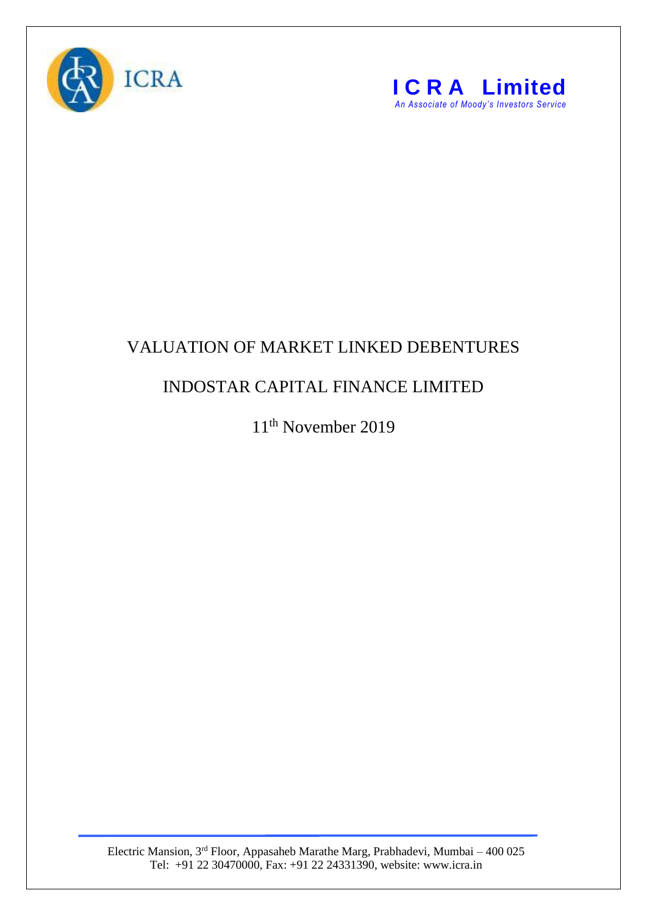ICRA

**I C R A Limited**
*An Associate of Moody's Investors Service*

# VALUATION OF MARKET LINKED DEBENTURES

# INDOSTAR CAPITAL FINANCE LIMITED

11th November 2019

Electric Mansion, 3rd Floor, Appasaheb Marathe Marg, Prabhadevi, Mumbai – 400 025
Tel: +91 22 30470000, Fax: +91 22 24331390, website: www.icra.in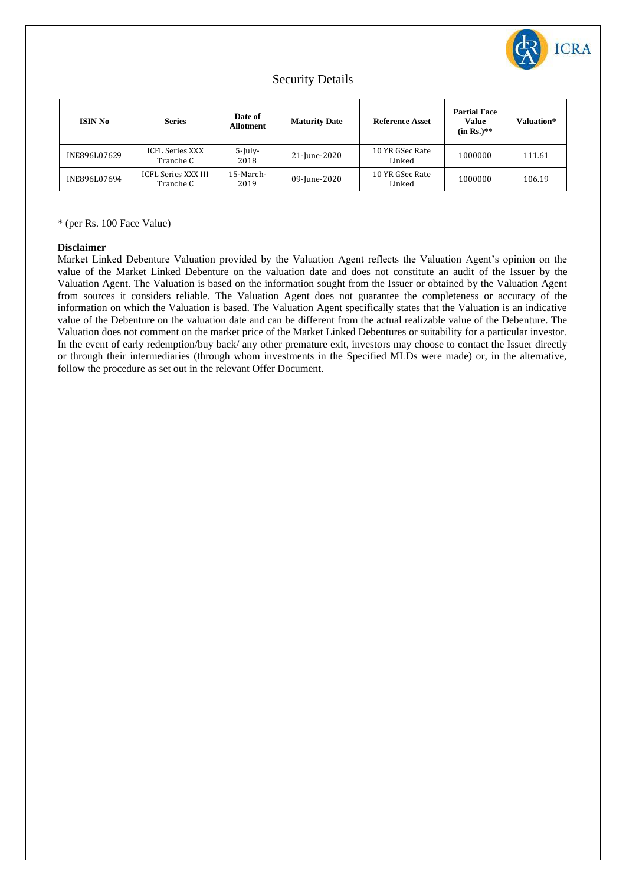## Security Details

| ISIN No | Series | Date of Allotment | Maturity Date | Reference Asset | Partial Face Value (in Rs.)** | Valuation* |
|---|---|---|---|---|---|---|
| INE896L07629 | ICFL Series XXX Tranche C | 5-July-2018 | 21-June-2020 | 10 YR GSec Rate Linked | 1000000 | 111.61 |
| INE896L07694 | ICFL Series XXX III Tranche C | 15-March-2019 | 09-June-2020 | 10 YR GSec Rate Linked | 1000000 | 106.19 |

* (per Rs. 100 Face Value)

**Disclaimer**

Market Linked Debenture Valuation provided by the Valuation Agent reflects the Valuation Agent's opinion on the value of the Market Linked Debenture on the valuation date and does not constitute an audit of the Issuer by the Valuation Agent. The Valuation is based on the information sought from the Issuer or obtained by the Valuation Agent from sources it considers reliable. The Valuation Agent does not guarantee the completeness or accuracy of the information on which the Valuation is based. The Valuation Agent specifically states that the Valuation is an indicative value of the Debenture on the valuation date and can be different from the actual realizable value of the Debenture. The Valuation does not comment on the market price of the Market Linked Debentures or suitability for a particular investor. In the event of early redemption/buy back/ any other premature exit, investors may choose to contact the Issuer directly or through their intermediaries (through whom investments in the Specified MLDs were made) or, in the alternative, follow the procedure as set out in the relevant Offer Document.